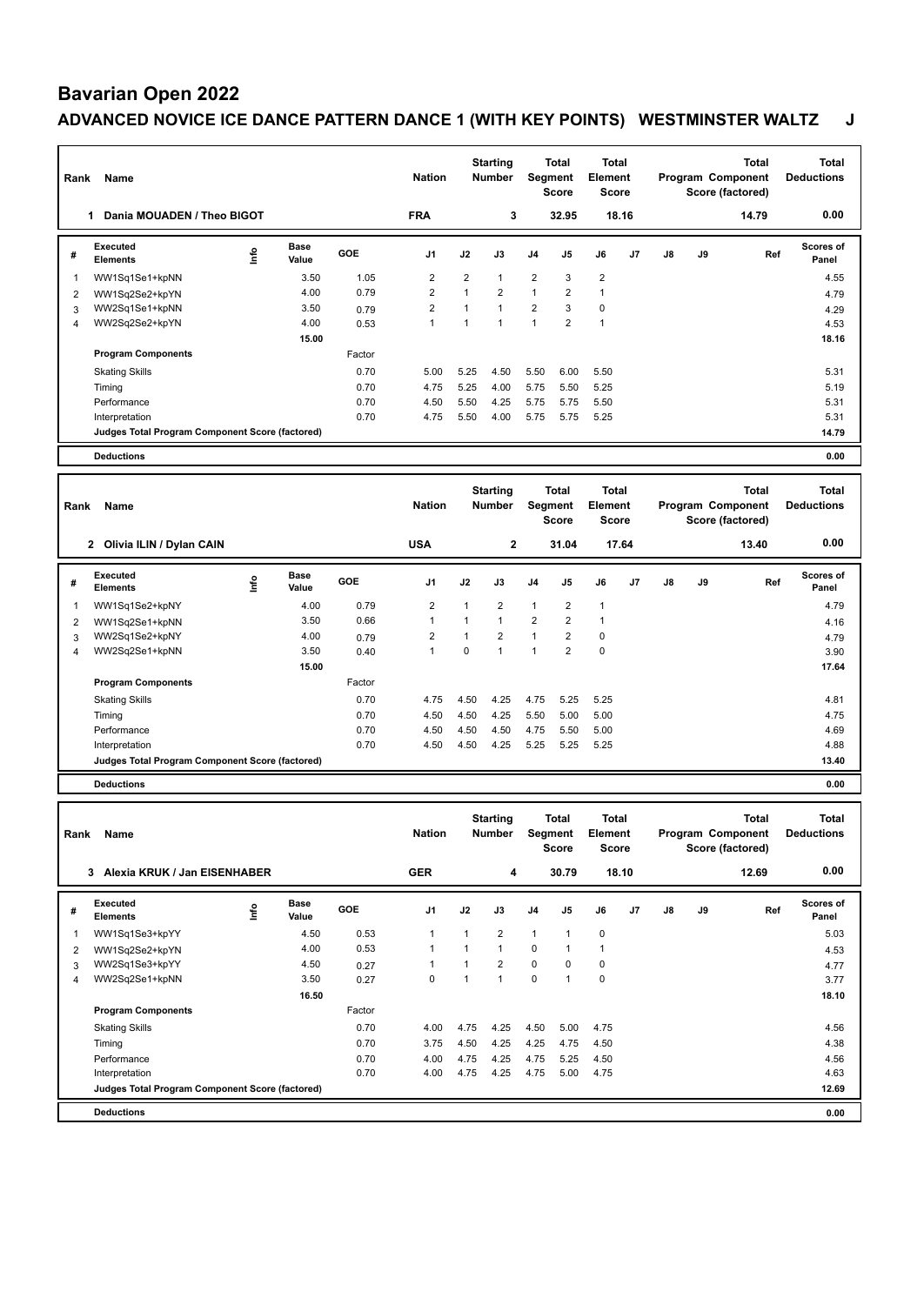# Bavarian Open 2022

## ADVANCED NOVICE ICE DANCE PATTERN DANCE 1 (WITH KEY POINTS) WESTMINSTER WALTZ J

| Rank | Name | Nation | Starting Number | Total Segment Score | Total Element Score | Total Program Component Score (factored) | Total Deductions |
|---|---|---|---|---|---|---|---|
| 1 | Dania MOUADEN / Theo BIGOT | FRA | 3 | 32.95 | 18.16 | 14.79 | 0.00 |

| # | Executed Elements | Info | Base Value | GOE | J1 | J2 | J3 | J4 | J5 | J6 | J7 | J8 | J9 | Ref | Scores of Panel |
|---|---|---|---|---|---|---|---|---|---|---|---|---|---|---|---|
| 1 | WW1Sq1Se1+kpNN | | 3.50 | 1.05 | 2 | 2 | 1 | 2 | 3 | 2 | | | | | 4.55 |
| 2 | WW1Sq2Se2+kpYN | | 4.00 | 0.79 | 2 | 1 | 2 | 1 | 2 | 1 | | | | | 4.79 |
| 3 | WW2Sq1Se1+kpNN | | 3.50 | 0.79 | 2 | 1 | 1 | 2 | 3 | 0 | | | | | 4.29 |
| 4 | WW2Sq2Se2+kpYN | | 4.00 | 0.53 | 1 | 1 | 1 | 1 | 2 | 1 | | | | | 4.53 |
| | | | 15.00 | | | | | | | | | | | | 18.16 |
| | **Program Components** | | | Factor | | | | | | | | | | | |
| | Skating Skills | | | 0.70 | 5.00 | 5.25 | 4.50 | 5.50 | 6.00 | 5.50 | | | | | 5.31 |
| | Timing | | | 0.70 | 4.75 | 5.25 | 4.00 | 5.75 | 5.50 | 5.25 | | | | | 5.19 |
| | Performance | | | 0.70 | 4.50 | 5.50 | 4.25 | 5.75 | 5.75 | 5.50 | | | | | 5.31 |
| | Interpretation | | | 0.70 | 4.75 | 5.50 | 4.00 | 5.75 | 5.75 | 5.25 | | | | | 5.31 |
| | **Judges Total Program Component Score (factored)** | | | | | | | | | | | | | | 14.79 |
| | **Deductions** | | | | | | | | | | | | | | 0.00 |

| Rank | Name | Nation | Starting Number | Total Segment Score | Total Element Score | Total Program Component Score (factored) | Total Deductions |
|---|---|---|---|---|---|---|---|
| 2 | Olivia ILIN / Dylan CAIN | USA | 2 | 31.04 | 17.64 | 13.40 | 0.00 |

| # | Executed Elements | Info | Base Value | GOE | J1 | J2 | J3 | J4 | J5 | J6 | J7 | J8 | J9 | Ref | Scores of Panel |
|---|---|---|---|---|---|---|---|---|---|---|---|---|---|---|---|
| 1 | WW1Sq1Se2+kpNY | | 4.00 | 0.79 | 2 | 1 | 2 | 1 | 2 | 1 | | | | | 4.79 |
| 2 | WW1Sq2Se1+kpNN | | 3.50 | 0.66 | 1 | 1 | 1 | 2 | 2 | 1 | | | | | 4.16 |
| 3 | WW2Sq1Se2+kpNY | | 4.00 | 0.79 | 2 | 1 | 2 | 1 | 2 | 0 | | | | | 4.79 |
| 4 | WW2Sq2Se1+kpNN | | 3.50 | 0.40 | 1 | 0 | 1 | 1 | 2 | 0 | | | | | 3.90 |
| | | | 15.00 | | | | | | | | | | | | 17.64 |
| | **Program Components** | | | Factor | | | | | | | | | | | |
| | Skating Skills | | | 0.70 | 4.75 | 4.50 | 4.25 | 4.75 | 5.25 | 5.25 | | | | | 4.81 |
| | Timing | | | 0.70 | 4.50 | 4.50 | 4.25 | 5.50 | 5.00 | 5.00 | | | | | 4.75 |
| | Performance | | | 0.70 | 4.50 | 4.50 | 4.50 | 4.75 | 5.50 | 5.00 | | | | | 4.69 |
| | Interpretation | | | 0.70 | 4.50 | 4.50 | 4.25 | 5.25 | 5.25 | 5.25 | | | | | 4.88 |
| | **Judges Total Program Component Score (factored)** | | | | | | | | | | | | | | 13.40 |
| | **Deductions** | | | | | | | | | | | | | | 0.00 |

| Rank | Name | Nation | Starting Number | Total Segment Score | Total Element Score | Total Program Component Score (factored) | Total Deductions |
|---|---|---|---|---|---|---|---|
| 3 | Alexia KRUK / Jan EISENHABER | GER | 4 | 30.79 | 18.10 | 12.69 | 0.00 |

| # | Executed Elements | Info | Base Value | GOE | J1 | J2 | J3 | J4 | J5 | J6 | J7 | J8 | J9 | Ref | Scores of Panel |
|---|---|---|---|---|---|---|---|---|---|---|---|---|---|---|---|
| 1 | WW1Sq1Se3+kpYY | | 4.50 | 0.53 | 1 | 1 | 2 | 1 | 1 | 0 | | | | | 5.03 |
| 2 | WW1Sq2Se2+kpYN | | 4.00 | 0.53 | 1 | 1 | 1 | 0 | 1 | 1 | | | | | 4.53 |
| 3 | WW2Sq1Se3+kpYY | | 4.50 | 0.27 | 1 | 1 | 2 | 0 | 0 | 0 | | | | | 4.77 |
| 4 | WW2Sq2Se1+kpNN | | 3.50 | 0.27 | 0 | 1 | 1 | 0 | 1 | 0 | | | | | 3.77 |
| | | | 16.50 | | | | | | | | | | | | 18.10 |
| | **Program Components** | | | Factor | | | | | | | | | | | |
| | Skating Skills | | | 0.70 | 4.00 | 4.75 | 4.25 | 4.50 | 5.00 | 4.75 | | | | | 4.56 |
| | Timing | | | 0.70 | 3.75 | 4.50 | 4.25 | 4.25 | 4.75 | 4.50 | | | | | 4.38 |
| | Performance | | | 0.70 | 4.00 | 4.75 | 4.25 | 4.75 | 5.25 | 4.50 | | | | | 4.56 |
| | Interpretation | | | 0.70 | 4.00 | 4.75 | 4.25 | 4.75 | 5.00 | 4.75 | | | | | 4.63 |
| | **Judges Total Program Component Score (factored)** | | | | | | | | | | | | | | 12.69 |
| | **Deductions** | | | | | | | | | | | | | | 0.00 |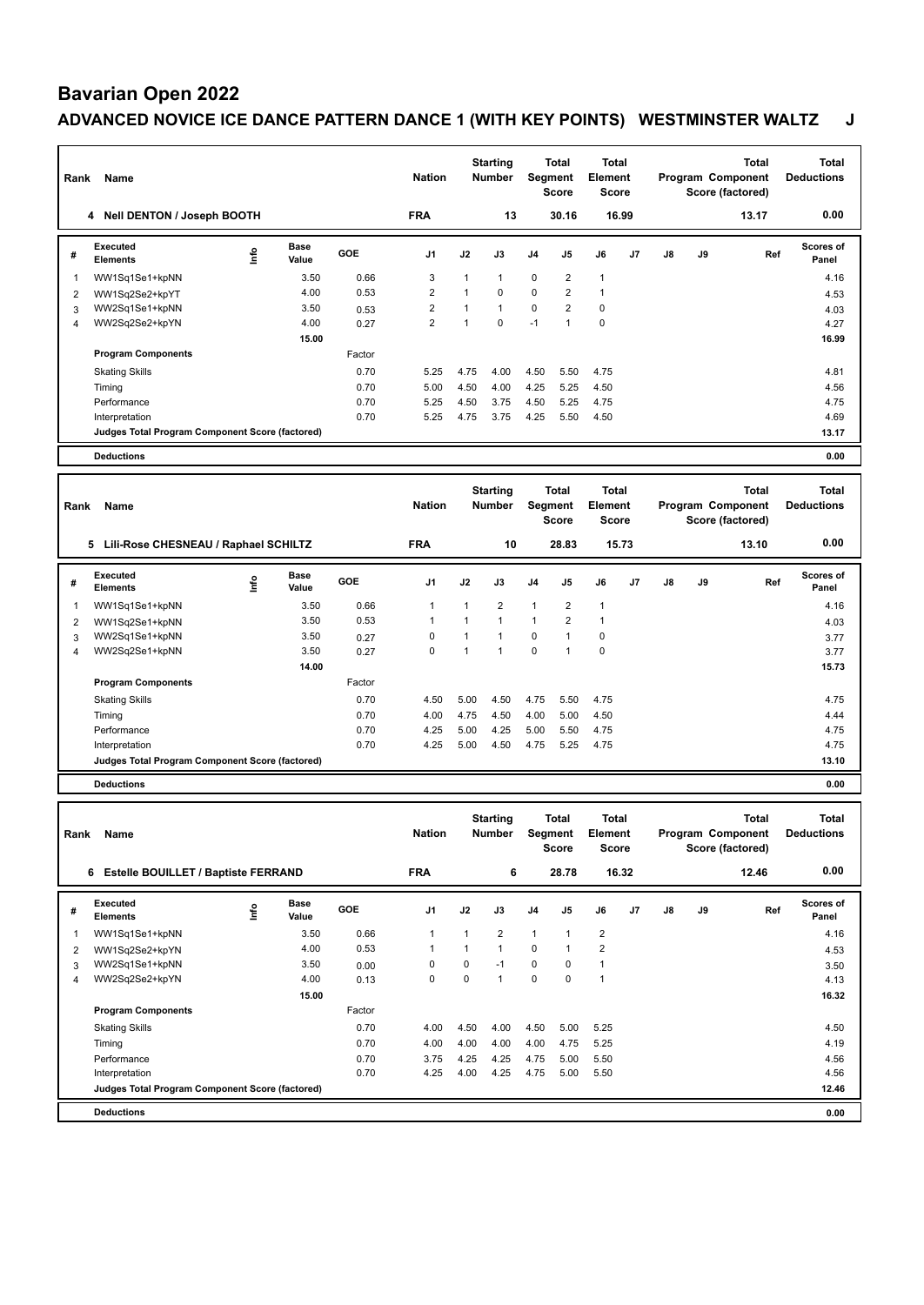# Bavarian Open 2022

## ADVANCED NOVICE ICE DANCE PATTERN DANCE 1 (WITH KEY POINTS) WESTMINSTER WALTZ J

| Rank | Name | Nation | Starting Number | Total Segment Score | Total Element Score | Total Program Component Score (factored) | Total Deductions |
|---|---|---|---|---|---|---|---|
| 4 | Nell DENTON / Joseph BOOTH | FRA | 13 | 30.16 | 16.99 | 13.17 | 0.00 |

| # | Executed Elements | Info | Base Value | GOE | J1 | J2 | J3 | J4 | J5 | J6 | J7 | J8 | J9 | Ref | Scores of Panel |
|---|---|---|---|---|---|---|---|---|---|---|---|---|---|---|---|
| 1 | WW1Sq1Se1+kpNN | | 3.50 | 0.66 | 3 | 1 | 1 | 0 | 2 | 1 | | | | | 4.16 |
| 2 | WW1Sq2Se2+kpYT | | 4.00 | 0.53 | 2 | 1 | 0 | 0 | 2 | 1 | | | | | 4.53 |
| 3 | WW2Sq1Se1+kpNN | | 3.50 | 0.53 | 2 | 1 | 1 | 0 | 2 | 0 | | | | | 4.03 |
| 4 | WW2Sq2Se2+kpYN | | 4.00 | 0.27 | 2 | 1 | 0 | -1 | 1 | 0 | | | | | 4.27 |
| | | | 15.00 | | | | | | | | | | | | 16.99 |
| | Program Components | | | Factor | | | | | | | | | | | |
| | Skating Skills | | | 0.70 | 5.25 | 4.75 | 4.00 | 4.50 | 5.50 | 4.75 | | | | | 4.81 |
| | Timing | | | 0.70 | 5.00 | 4.50 | 4.00 | 4.25 | 5.25 | 4.50 | | | | | 4.56 |
| | Performance | | | 0.70 | 5.25 | 4.50 | 3.75 | 4.50 | 5.25 | 4.75 | | | | | 4.75 |
| | Interpretation | | | 0.70 | 5.25 | 4.75 | 3.75 | 4.25 | 5.50 | 4.50 | | | | | 4.69 |
| | Judges Total Program Component Score (factored) | | | | | | | | | | | | | | 13.17 |
| | Deductions | | | | | | | | | | | | | | 0.00 |

| Rank | Name | Nation | Starting Number | Total Segment Score | Total Element Score | Total Program Component Score (factored) | Total Deductions |
|---|---|---|---|---|---|---|---|
| 5 | Lili-Rose CHESNEAU / Raphael SCHILTZ | FRA | 10 | 28.83 | 15.73 | 13.10 | 0.00 |

| # | Executed Elements | Info | Base Value | GOE | J1 | J2 | J3 | J4 | J5 | J6 | J7 | J8 | J9 | Ref | Scores of Panel |
|---|---|---|---|---|---|---|---|---|---|---|---|---|---|---|---|
| 1 | WW1Sq1Se1+kpNN | | 3.50 | 0.66 | 1 | 1 | 2 | 1 | 2 | 1 | | | | | 4.16 |
| 2 | WW1Sq2Se1+kpNN | | 3.50 | 0.53 | 1 | 1 | 1 | 1 | 2 | 1 | | | | | 4.03 |
| 3 | WW2Sq1Se1+kpNN | | 3.50 | 0.27 | 0 | 1 | 1 | 0 | 1 | 0 | | | | | 3.77 |
| 4 | WW2Sq2Se1+kpNN | | 3.50 | 0.27 | 0 | 1 | 1 | 0 | 1 | 0 | | | | | 3.77 |
| | | | 14.00 | | | | | | | | | | | | 15.73 |
| | Program Components | | | Factor | | | | | | | | | | | |
| | Skating Skills | | | 0.70 | 4.50 | 5.00 | 4.50 | 4.75 | 5.50 | 4.75 | | | | | 4.75 |
| | Timing | | | 0.70 | 4.00 | 4.75 | 4.50 | 4.00 | 5.00 | 4.50 | | | | | 4.44 |
| | Performance | | | 0.70 | 4.25 | 5.00 | 4.25 | 5.00 | 5.50 | 4.75 | | | | | 4.75 |
| | Interpretation | | | 0.70 | 4.25 | 5.00 | 4.50 | 4.75 | 5.25 | 4.75 | | | | | 4.75 |
| | Judges Total Program Component Score (factored) | | | | | | | | | | | | | | 13.10 |
| | Deductions | | | | | | | | | | | | | | 0.00 |

| Rank | Name | Nation | Starting Number | Total Segment Score | Total Element Score | Total Program Component Score (factored) | Total Deductions |
|---|---|---|---|---|---|---|---|
| 6 | Estelle BOUILLET / Baptiste FERRAND | FRA | 6 | 28.78 | 16.32 | 12.46 | 0.00 |

| # | Executed Elements | Info | Base Value | GOE | J1 | J2 | J3 | J4 | J5 | J6 | J7 | J8 | J9 | Ref | Scores of Panel |
|---|---|---|---|---|---|---|---|---|---|---|---|---|---|---|---|
| 1 | WW1Sq1Se1+kpNN | | 3.50 | 0.66 | 1 | 1 | 2 | 1 | 1 | 2 | | | | | 4.16 |
| 2 | WW1Sq2Se2+kpYN | | 4.00 | 0.53 | 1 | 1 | 1 | 0 | 1 | 2 | | | | | 4.53 |
| 3 | WW2Sq1Se1+kpNN | | 3.50 | 0.00 | 0 | 0 | -1 | 0 | 0 | 1 | | | | | 3.50 |
| 4 | WW2Sq2Se2+kpYN | | 4.00 | 0.13 | 0 | 0 | 1 | 0 | 0 | 1 | | | | | 4.13 |
| | | | 15.00 | | | | | | | | | | | | 16.32 |
| | Program Components | | | Factor | | | | | | | | | | | |
| | Skating Skills | | | 0.70 | 4.00 | 4.50 | 4.00 | 4.50 | 5.00 | 5.25 | | | | | 4.50 |
| | Timing | | | 0.70 | 4.00 | 4.00 | 4.00 | 4.00 | 4.75 | 5.25 | | | | | 4.19 |
| | Performance | | | 0.70 | 3.75 | 4.25 | 4.25 | 4.75 | 5.00 | 5.50 | | | | | 4.56 |
| | Interpretation | | | 0.70 | 4.25 | 4.00 | 4.25 | 4.75 | 5.00 | 5.50 | | | | | 4.56 |
| | Judges Total Program Component Score (factored) | | | | | | | | | | | | | | 12.46 |
| | Deductions | | | | | | | | | | | | | | 0.00 |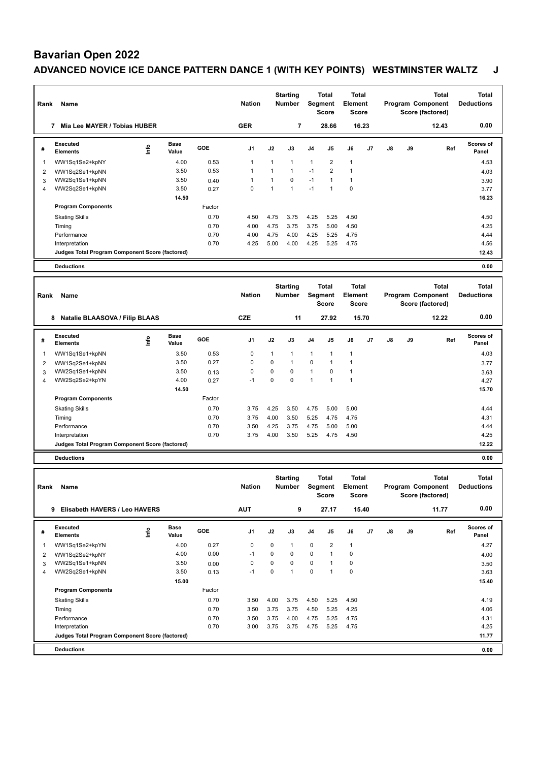# Bavarian Open 2022

## ADVANCED NOVICE ICE DANCE PATTERN DANCE 1 (WITH KEY POINTS) WESTMINSTER WALTZ J

| Rank | Name | Nation | Starting Number | Total Segment Score | Total Element Score | Total Program Component Score (factored) | Total Deductions |
|---|---|---|---|---|---|---|---|
| 7 | Mia Lee MAYER / Tobias HUBER | GER | 7 | 28.66 | 16.23 | 12.43 | 0.00 |

| # | Executed Elements | Info | Base Value | GOE | J1 | J2 | J3 | J4 | J5 | J6 | J7 | J8 | J9 | Ref | Scores of Panel |
|---|---|---|---|---|---|---|---|---|---|---|---|---|---|---|---|
| 1 | WW1Sq1Se2+kpNY | | 4.00 | 0.53 | 1 | 1 | 1 | 1 | 2 | 1 | | | | | 4.53 |
| 2 | WW1Sq2Se1+kpNN | | 3.50 | 0.53 | 1 | 1 | 1 | -1 | 2 | 1 | | | | | 4.03 |
| 3 | WW2Sq1Se1+kpNN | | 3.50 | 0.40 | 1 | 1 | 0 | -1 | 1 | 1 | | | | | 3.90 |
| 4 | WW2Sq2Se1+kpNN | | 3.50 | 0.27 | 0 | 1 | 1 | -1 | 1 | 0 | | | | | 3.77 |
| | | | 14.50 | | | | | | | | | | | | 16.23 |

| Program Components | Factor | J1 | J2 | J3 | J4 | J5 | J6 | J7 | J8 | J9 | Scores of Panel |
|---|---|---|---|---|---|---|---|---|---|---|---|
| Skating Skills | 0.70 | 4.50 | 4.75 | 3.75 | 4.25 | 5.25 | 4.50 | | | | 4.50 |
| Timing | 0.70 | 4.00 | 4.75 | 3.75 | 3.75 | 5.00 | 4.50 | | | | 4.25 |
| Performance | 0.70 | 4.00 | 4.75 | 4.00 | 4.25 | 5.25 | 4.75 | | | | 4.44 |
| Interpretation | 0.70 | 4.25 | 5.00 | 4.00 | 4.25 | 5.25 | 4.75 | | | | 4.56 |
| Judges Total Program Component Score (factored) | | | | | | | | | | | 12.43 |

**Deductions** 0.00

| Rank | Name | Nation | Starting Number | Total Segment Score | Total Element Score | Total Program Component Score (factored) | Total Deductions |
|---|---|---|---|---|---|---|---|
| 8 | Natalie BLAASOVA / Filip BLAAS | CZE | 11 | 27.92 | 15.70 | 12.22 | 0.00 |

| # | Executed Elements | Info | Base Value | GOE | J1 | J2 | J3 | J4 | J5 | J6 | J7 | J8 | J9 | Ref | Scores of Panel |
|---|---|---|---|---|---|---|---|---|---|---|---|---|---|---|---|
| 1 | WW1Sq1Se1+kpNN | | 3.50 | 0.53 | 0 | 1 | 1 | 1 | 1 | 1 | | | | | 4.03 |
| 2 | WW1Sq2Se1+kpNN | | 3.50 | 0.27 | 0 | 0 | 1 | 0 | 1 | 1 | | | | | 3.77 |
| 3 | WW2Sq1Se1+kpNN | | 3.50 | 0.13 | 0 | 0 | 0 | 1 | 0 | 1 | | | | | 3.63 |
| 4 | WW2Sq2Se2+kpYN | | 4.00 | 0.27 | -1 | 0 | 0 | 1 | 1 | 1 | | | | | 4.27 |
| | | | 14.50 | | | | | | | | | | | | 15.70 |

| Program Components | Factor | J1 | J2 | J3 | J4 | J5 | J6 | J7 | J8 | J9 | Scores of Panel |
|---|---|---|---|---|---|---|---|---|---|---|---|
| Skating Skills | 0.70 | 3.75 | 4.25 | 3.50 | 4.75 | 5.00 | 5.00 | | | | 4.44 |
| Timing | 0.70 | 3.75 | 4.00 | 3.50 | 5.25 | 4.75 | 4.75 | | | | 4.31 |
| Performance | 0.70 | 3.50 | 4.25 | 3.75 | 4.75 | 5.00 | 5.00 | | | | 4.44 |
| Interpretation | 0.70 | 3.75 | 4.00 | 3.50 | 5.25 | 4.75 | 4.50 | | | | 4.25 |
| Judges Total Program Component Score (factored) | | | | | | | | | | | 12.22 |

**Deductions** 0.00

| Rank | Name | Nation | Starting Number | Total Segment Score | Total Element Score | Total Program Component Score (factored) | Total Deductions |
|---|---|---|---|---|---|---|---|
| 9 | Elisabeth HAVERS / Leo HAVERS | AUT | 9 | 27.17 | 15.40 | 11.77 | 0.00 |

| # | Executed Elements | Info | Base Value | GOE | J1 | J2 | J3 | J4 | J5 | J6 | J7 | J8 | J9 | Ref | Scores of Panel |
|---|---|---|---|---|---|---|---|---|---|---|---|---|---|---|---|
| 1 | WW1Sq1Se2+kpYN | | 4.00 | 0.27 | 0 | 0 | 1 | 0 | 2 | 1 | | | | | 4.27 |
| 2 | WW1Sq2Se2+kpNY | | 4.00 | 0.00 | -1 | 0 | 0 | 0 | 1 | 0 | | | | | 4.00 |
| 3 | WW2Sq1Se1+kpNN | | 3.50 | 0.00 | 0 | 0 | 0 | 0 | 1 | 0 | | | | | 3.50 |
| 4 | WW2Sq2Se1+kpNN | | 3.50 | 0.13 | -1 | 0 | 1 | 0 | 1 | 0 | | | | | 3.63 |
| | | | 15.00 | | | | | | | | | | | | 15.40 |

| Program Components | Factor | J1 | J2 | J3 | J4 | J5 | J6 | J7 | J8 | J9 | Scores of Panel |
|---|---|---|---|---|---|---|---|---|---|---|---|
| Skating Skills | 0.70 | 3.50 | 4.00 | 3.75 | 4.50 | 5.25 | 4.50 | | | | 4.19 |
| Timing | 0.70 | 3.50 | 3.75 | 3.75 | 4.50 | 5.25 | 4.25 | | | | 4.06 |
| Performance | 0.70 | 3.50 | 3.75 | 4.00 | 4.75 | 5.25 | 4.75 | | | | 4.31 |
| Interpretation | 0.70 | 3.00 | 3.75 | 3.75 | 4.75 | 5.25 | 4.75 | | | | 4.25 |
| Judges Total Program Component Score (factored) | | | | | | | | | | | 11.77 |

**Deductions** 0.00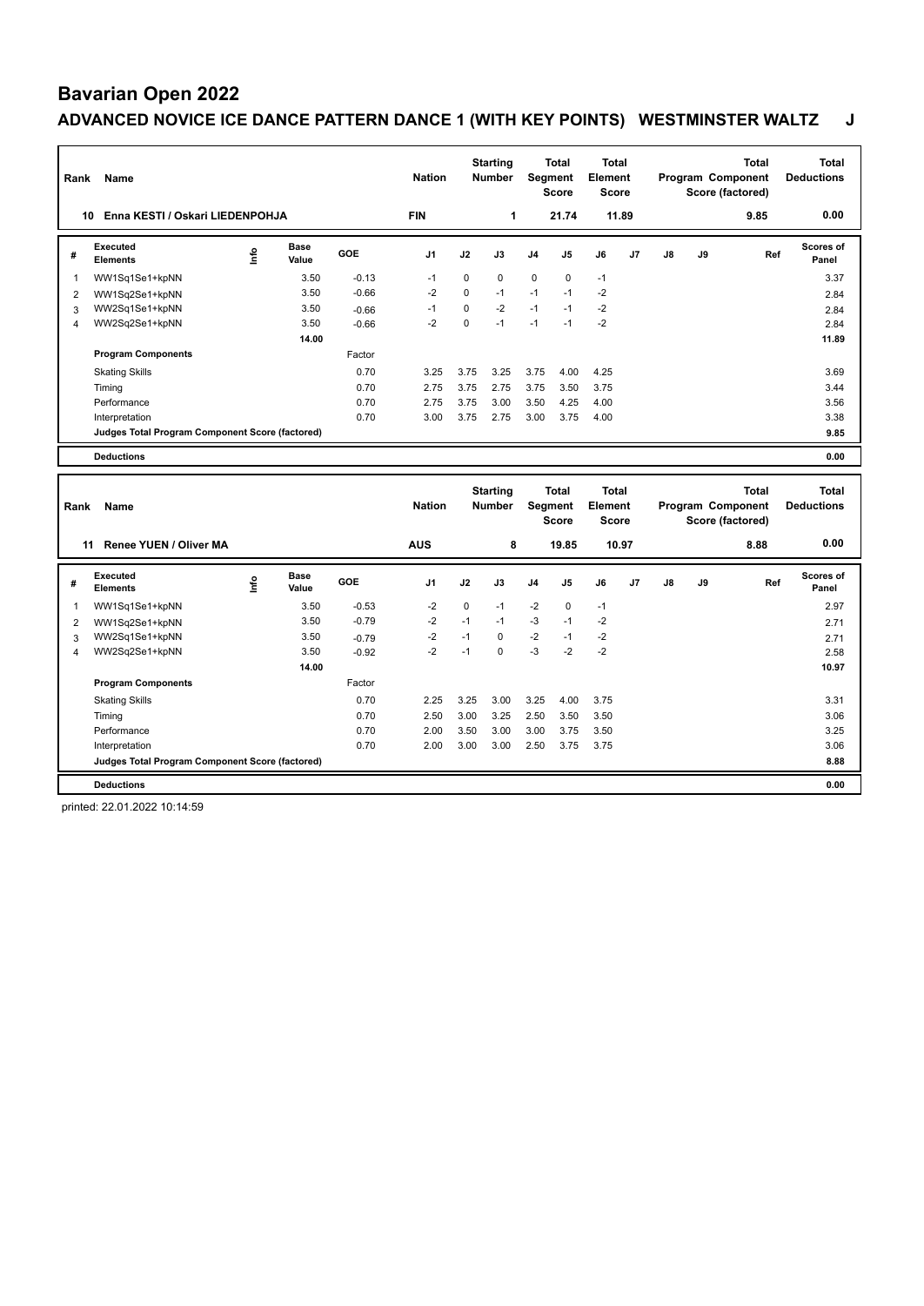# Bavarian Open 2022

## ADVANCED NOVICE ICE DANCE PATTERN DANCE 1 (WITH KEY POINTS) WESTMINSTER WALTZ J

| Rank | Name | Nation | Starting Number | Total Segment Score | Total Element Score | Total Program Component Score (factored) | Total Deductions |
|---|---|---|---|---|---|---|---|
| 10 | Enna KESTI / Oskari LIEDENPOHJA | FIN | 1 | 21.74 | 11.89 | 9.85 | 0.00 |

| # | Executed Elements | Info | Base Value | GOE | J1 | J2 | J3 | J4 | J5 | J6 | J7 | J8 | J9 | Ref | Scores of Panel |
|---|---|---|---|---|---|---|---|---|---|---|---|---|---|---|---|
| 1 | WW1Sq1Se1+kpNN | | 3.50 | -0.13 | -1 | 0 | 0 | 0 | 0 | -1 | | | | | 3.37 |
| 2 | WW1Sq2Se1+kpNN | | 3.50 | -0.66 | -2 | 0 | -1 | -1 | -1 | -2 | | | | | 2.84 |
| 3 | WW2Sq1Se1+kpNN | | 3.50 | -0.66 | -1 | 0 | -2 | -1 | -1 | -2 | | | | | 2.84 |
| 4 | WW2Sq2Se1+kpNN | | 3.50 | -0.66 | -2 | 0 | -1 | -1 | -1 | -2 | | | | | 2.84 |
| | | | 14.00 | | | | | | | | | | | | 11.89 |
| | **Program Components** | | | Factor | | | | | | | | | | | |
| | Skating Skills | | | 0.70 | 3.25 | 3.75 | 3.25 | 3.75 | 4.00 | 4.25 | | | | | 3.69 |
| | Timing | | | 0.70 | 2.75 | 3.75 | 2.75 | 3.75 | 3.50 | 3.75 | | | | | 3.44 |
| | Performance | | | 0.70 | 2.75 | 3.75 | 3.00 | 3.50 | 4.25 | 4.00 | | | | | 3.56 |
| | Interpretation | | | 0.70 | 3.00 | 3.75 | 2.75 | 3.00 | 3.75 | 4.00 | | | | | 3.38 |
| | **Judges Total Program Component Score (factored)** | | | | | | | | | | | | | | 9.85 |
| | **Deductions** | | | | | | | | | | | | | | 0.00 |

| Rank | Name | Nation | Starting Number | Total Segment Score | Total Element Score | Total Program Component Score (factored) | Total Deductions |
|---|---|---|---|---|---|---|---|
| 11 | Renee YUEN / Oliver MA | AUS | 8 | 19.85 | 10.97 | 8.88 | 0.00 |

| # | Executed Elements | Info | Base Value | GOE | J1 | J2 | J3 | J4 | J5 | J6 | J7 | J8 | J9 | Ref | Scores of Panel |
|---|---|---|---|---|---|---|---|---|---|---|---|---|---|---|---|
| 1 | WW1Sq1Se1+kpNN | | 3.50 | -0.53 | -2 | 0 | -1 | -2 | 0 | -1 | | | | | 2.97 |
| 2 | WW1Sq2Se1+kpNN | | 3.50 | -0.79 | -2 | -1 | -1 | -3 | -1 | -2 | | | | | 2.71 |
| 3 | WW2Sq1Se1+kpNN | | 3.50 | -0.79 | -2 | -1 | 0 | -2 | -1 | -2 | | | | | 2.71 |
| 4 | WW2Sq2Se1+kpNN | | 3.50 | -0.92 | -2 | -1 | 0 | -3 | -2 | -2 | | | | | 2.58 |
| | | | 14.00 | | | | | | | | | | | | 10.97 |
| | **Program Components** | | | Factor | | | | | | | | | | | |
| | Skating Skills | | | 0.70 | 2.25 | 3.25 | 3.00 | 3.25 | 4.00 | 3.75 | | | | | 3.31 |
| | Timing | | | 0.70 | 2.50 | 3.00 | 3.25 | 2.50 | 3.50 | 3.50 | | | | | 3.06 |
| | Performance | | | 0.70 | 2.00 | 3.50 | 3.00 | 3.00 | 3.75 | 3.50 | | | | | 3.25 |
| | Interpretation | | | 0.70 | 2.00 | 3.00 | 3.00 | 2.50 | 3.75 | 3.75 | | | | | 3.06 |
| | **Judges Total Program Component Score (factored)** | | | | | | | | | | | | | | 8.88 |
| | **Deductions** | | | | | | | | | | | | | | 0.00 |

printed: 22.01.2022 10:14:59